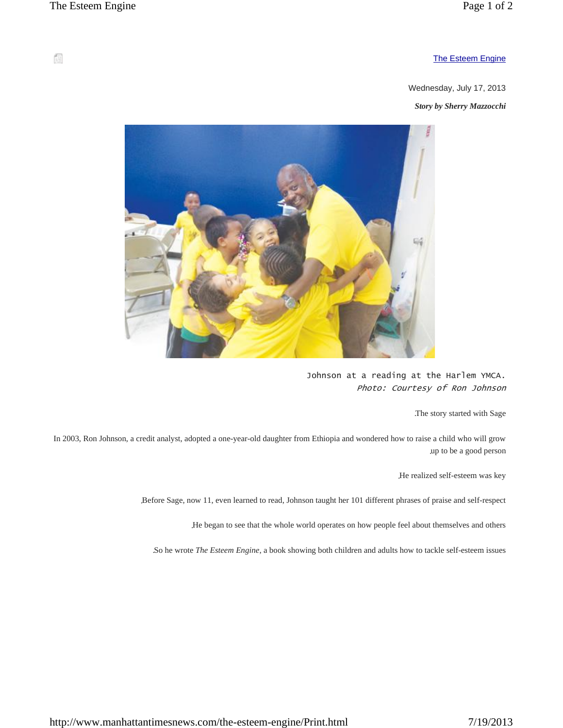# The Esteem Engine

Wednesday, July 17, 2013

***Story by Sherry Mazzocchi***

Johnson at a reading at the Harlem YMCA.
*Photo: Courtesy of Ron Johnson*

The story started with Sage.

In 2003, Ron Johnson, a credit analyst, adopted a one-year-old daughter from Ethiopia and wondered how to raise a child who will grow up to be a good person.

He realized self-esteem was key.

Before Sage, now 11, even learned to read, Johnson taught her 101 different phrases of praise and self-respect.

He began to see that the whole world operates on how people feel about themselves and others.

So he wrote *The Esteem Engine*, a book showing both children and adults how to tackle self-esteem issues.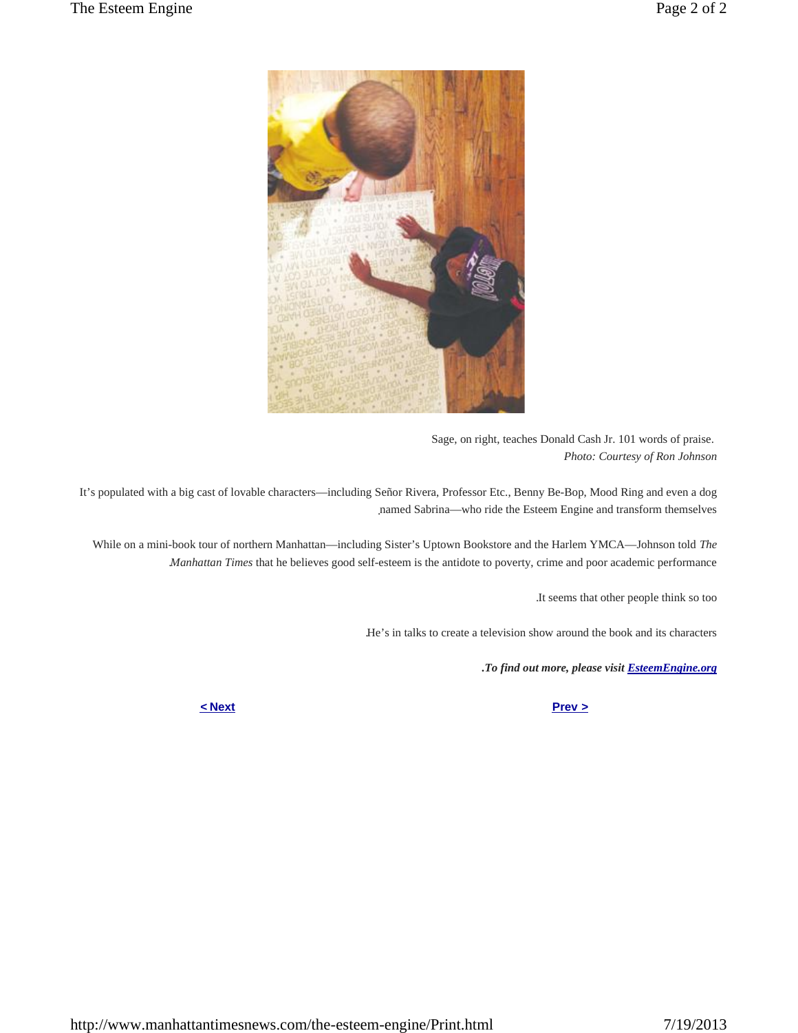Sage, on right, teaches Donald Cash Jr. 101 words of praise.
*Photo: Courtesy of Ron Johnson*

It's populated with a big cast of lovable characters—including Señor Rivera, Professor Etc., Benny Be-Bop, Mood Ring and even a dog named Sabrina—who ride the Esteem Engine and transform themselves.

While on a mini-book tour of northern Manhattan—including Sister's Uptown Bookstore and the Harlem YMCA—Johnson told *The Manhattan Times* that he believes good self-esteem is the antidote to poverty, crime and poor academic performance.

It seems that other people think so too.

He's in talks to create a television show around the book and its characters.

***To find out more, please visit [EsteemEngine.org](http://EsteemEngine.org).***

< Next

Prev >